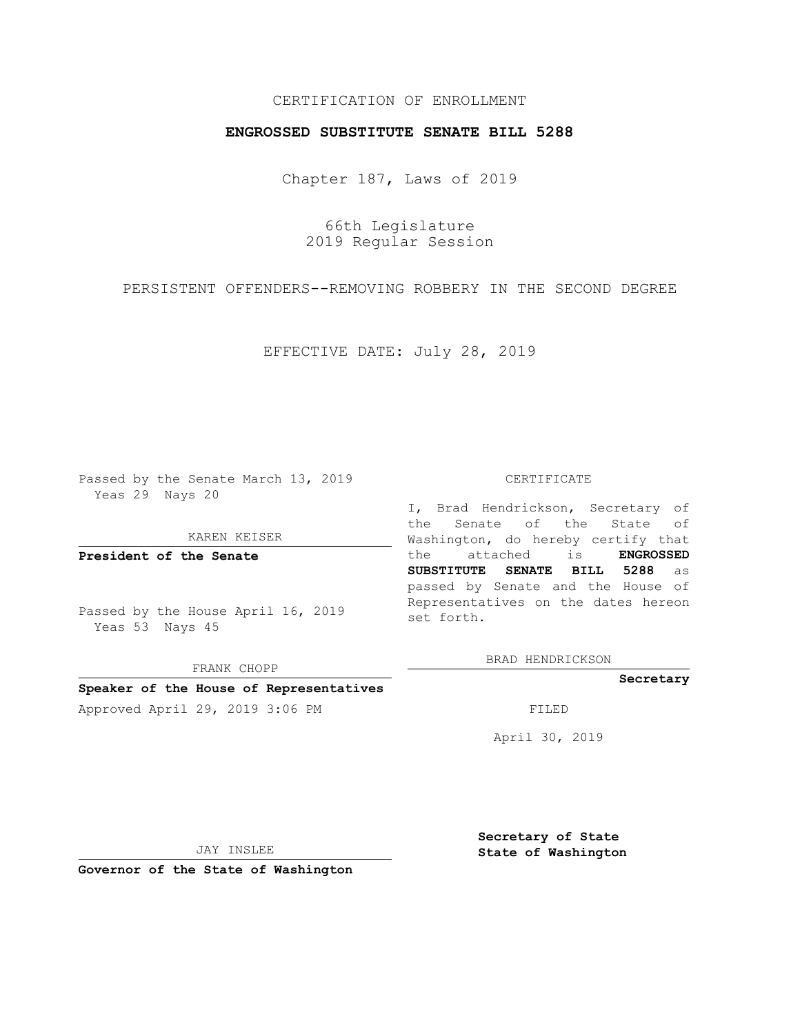CERTIFICATION OF ENROLLMENT

# ENGROSSED SUBSTITUTE SENATE BILL 5288

Chapter 187, Laws of 2019

66th Legislature
2019 Regular Session

PERSISTENT OFFENDERS--REMOVING ROBBERY IN THE SECOND DEGREE

EFFECTIVE DATE: July 28, 2019

Passed by the Senate March 13, 2019
Yeas 29 Nays 20

KAREN KEISER

**President of the Senate**

Passed by the House April 16, 2019
Yeas 53 Nays 45

FRANK CHOPP

**Speaker of the House of Representatives**

Approved April 29, 2019 3:06 PM

JAY INSLEE

**Governor of the State of Washington**

CERTIFICATE

I, Brad Hendrickson, Secretary of the Senate of the State of Washington, do hereby certify that the attached is **ENGROSSED SUBSTITUTE SENATE BILL 5288** as passed by Senate and the House of Representatives on the dates hereon set forth.

BRAD HENDRICKSON

**Secretary**

FILED

April 30, 2019

**Secretary of State**
**State of Washington**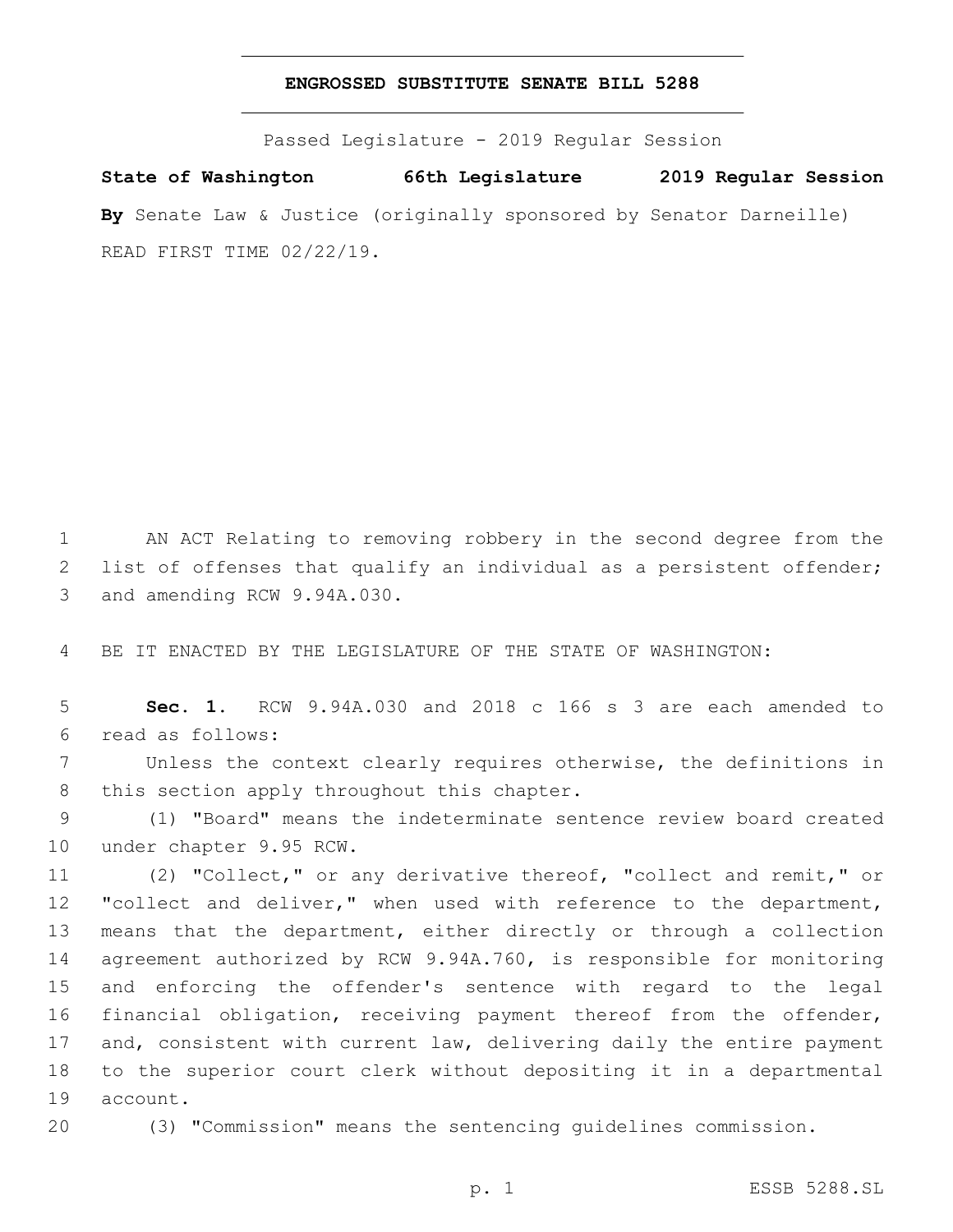# ENGROSSED SUBSTITUTE SENATE BILL 5288

Passed Legislature - 2019 Regular Session

**State of Washington 66th Legislature 2019 Regular Session**

**By** Senate Law & Justice (originally sponsored by Senator Darneille)

READ FIRST TIME 02/22/19.

1 AN ACT Relating to removing robbery in the second degree from the
2 list of offenses that qualify an individual as a persistent offender;
3 and amending RCW 9.94A.030.

4 BE IT ENACTED BY THE LEGISLATURE OF THE STATE OF WASHINGTON:

5 **Sec. 1.** RCW 9.94A.030 and 2018 c 166 s 3 are each amended to
6 read as follows:

7 Unless the context clearly requires otherwise, the definitions in
8 this section apply throughout this chapter.

9 (1) "Board" means the indeterminate sentence review board created
10 under chapter 9.95 RCW.

11 (2) "Collect," or any derivative thereof, "collect and remit," or
12 "collect and deliver," when used with reference to the department,
13 means that the department, either directly or through a collection
14 agreement authorized by RCW 9.94A.760, is responsible for monitoring
15 and enforcing the offender's sentence with regard to the legal
16 financial obligation, receiving payment thereof from the offender,
17 and, consistent with current law, delivering daily the entire payment
18 to the superior court clerk without depositing it in a departmental
19 account.

20 (3) "Commission" means the sentencing guidelines commission.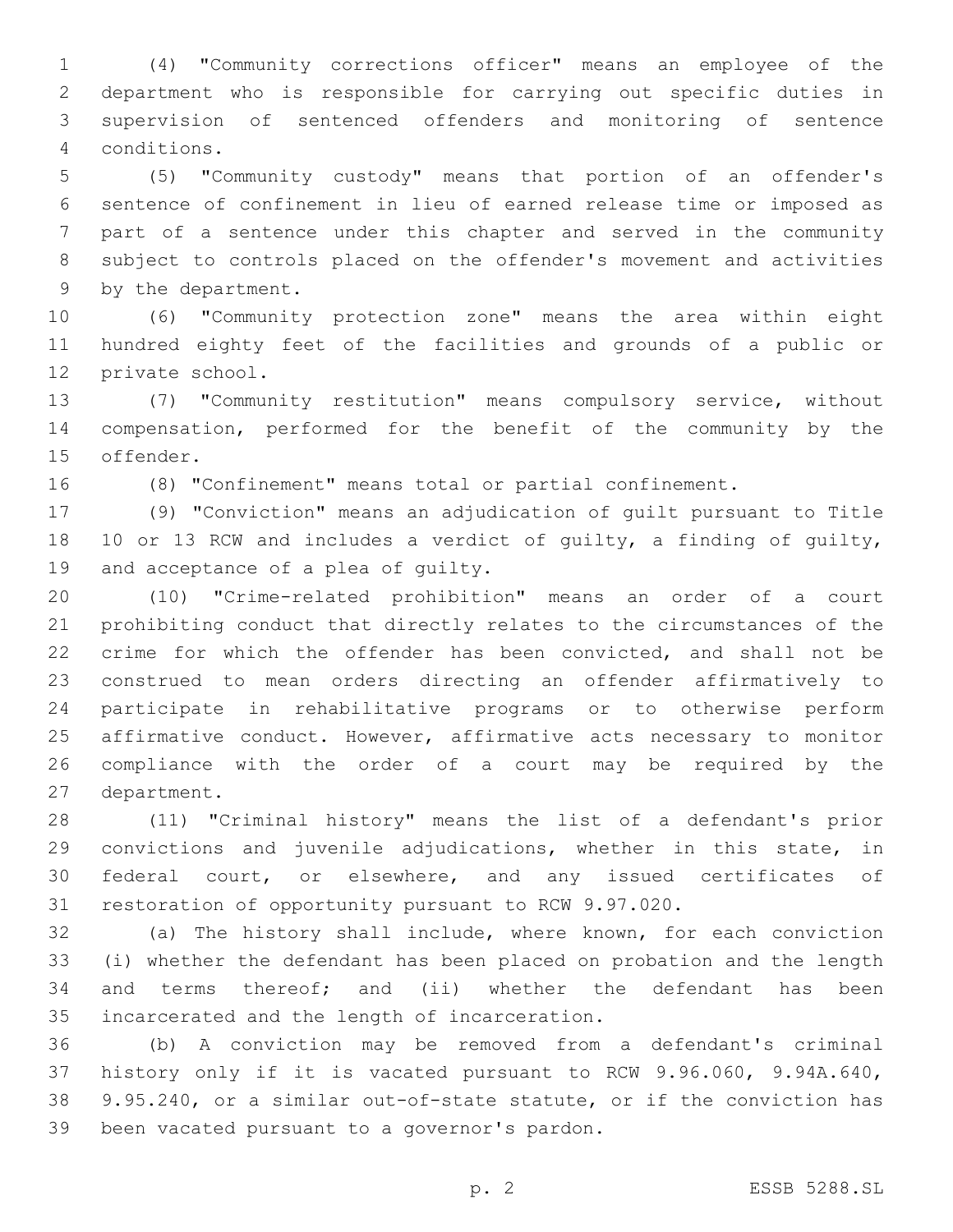(4) "Community corrections officer" means an employee of the department who is responsible for carrying out specific duties in supervision of sentenced offenders and monitoring of sentence conditions.

(5) "Community custody" means that portion of an offender's sentence of confinement in lieu of earned release time or imposed as part of a sentence under this chapter and served in the community subject to controls placed on the offender's movement and activities by the department.

(6) "Community protection zone" means the area within eight hundred eighty feet of the facilities and grounds of a public or private school.

(7) "Community restitution" means compulsory service, without compensation, performed for the benefit of the community by the offender.

(8) "Confinement" means total or partial confinement.

(9) "Conviction" means an adjudication of guilt pursuant to Title 10 or 13 RCW and includes a verdict of guilty, a finding of guilty, and acceptance of a plea of guilty.

(10) "Crime-related prohibition" means an order of a court prohibiting conduct that directly relates to the circumstances of the crime for which the offender has been convicted, and shall not be construed to mean orders directing an offender affirmatively to participate in rehabilitative programs or to otherwise perform affirmative conduct. However, affirmative acts necessary to monitor compliance with the order of a court may be required by the department.

(11) "Criminal history" means the list of a defendant's prior convictions and juvenile adjudications, whether in this state, in federal court, or elsewhere, and any issued certificates of restoration of opportunity pursuant to RCW 9.97.020.

(a) The history shall include, where known, for each conviction (i) whether the defendant has been placed on probation and the length and terms thereof; and (ii) whether the defendant has been incarcerated and the length of incarceration.

(b) A conviction may be removed from a defendant's criminal history only if it is vacated pursuant to RCW 9.96.060, 9.94A.640, 9.95.240, or a similar out-of-state statute, or if the conviction has been vacated pursuant to a governor's pardon.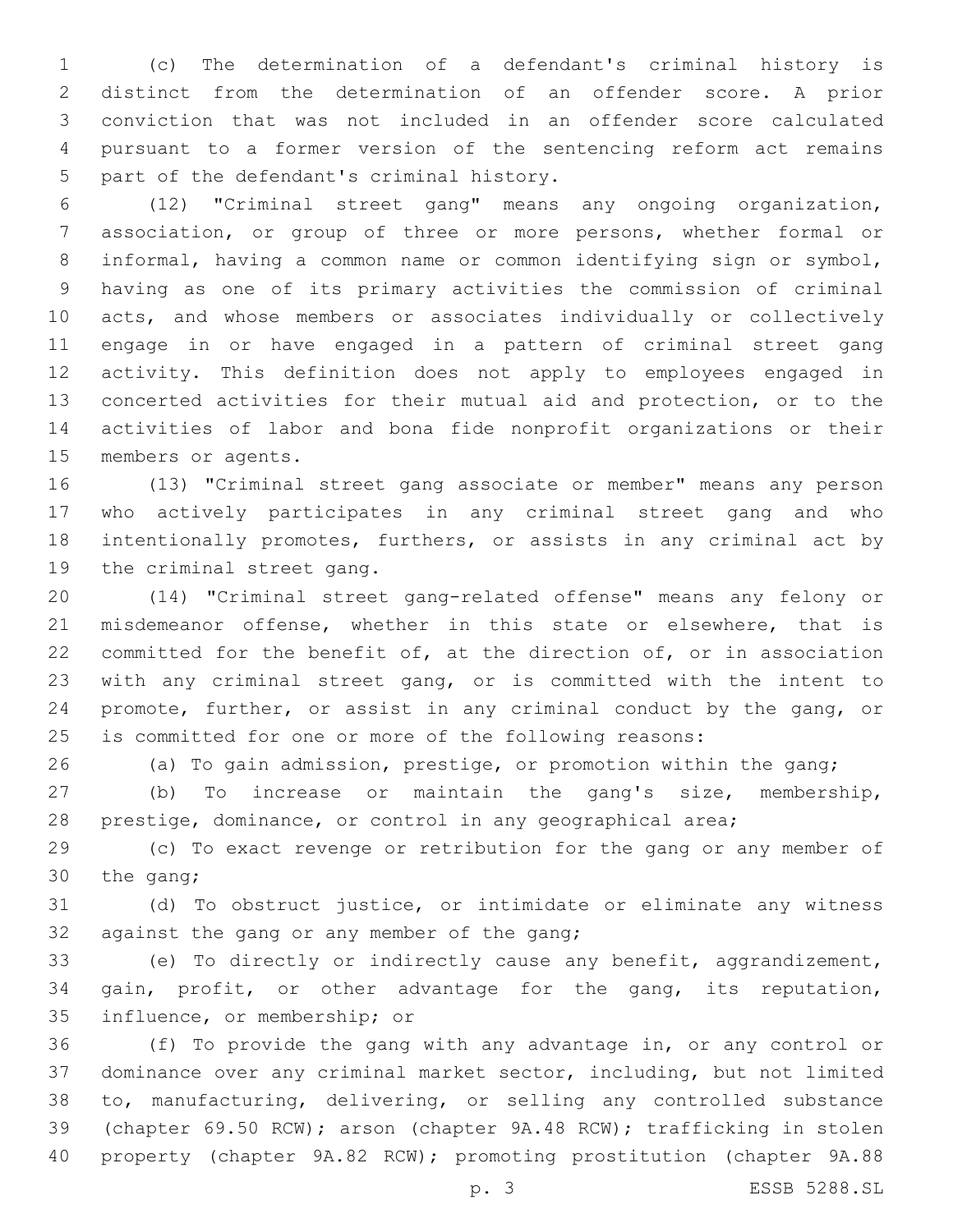(c) The determination of a defendant's criminal history is distinct from the determination of an offender score. A prior conviction that was not included in an offender score calculated pursuant to a former version of the sentencing reform act remains part of the defendant's criminal history.

(12) "Criminal street gang" means any ongoing organization, association, or group of three or more persons, whether formal or informal, having a common name or common identifying sign or symbol, having as one of its primary activities the commission of criminal acts, and whose members or associates individually or collectively engage in or have engaged in a pattern of criminal street gang activity. This definition does not apply to employees engaged in concerted activities for their mutual aid and protection, or to the activities of labor and bona fide nonprofit organizations or their members or agents.

(13) "Criminal street gang associate or member" means any person who actively participates in any criminal street gang and who intentionally promotes, furthers, or assists in any criminal act by the criminal street gang.

(14) "Criminal street gang-related offense" means any felony or misdemeanor offense, whether in this state or elsewhere, that is committed for the benefit of, at the direction of, or in association with any criminal street gang, or is committed with the intent to promote, further, or assist in any criminal conduct by the gang, or is committed for one or more of the following reasons:

(a) To gain admission, prestige, or promotion within the gang;

(b) To increase or maintain the gang's size, membership, prestige, dominance, or control in any geographical area;

(c) To exact revenge or retribution for the gang or any member of the gang;

(d) To obstruct justice, or intimidate or eliminate any witness against the gang or any member of the gang;

(e) To directly or indirectly cause any benefit, aggrandizement, gain, profit, or other advantage for the gang, its reputation, influence, or membership; or

(f) To provide the gang with any advantage in, or any control or dominance over any criminal market sector, including, but not limited to, manufacturing, delivering, or selling any controlled substance (chapter 69.50 RCW); arson (chapter 9A.48 RCW); trafficking in stolen property (chapter 9A.82 RCW); promoting prostitution (chapter 9A.88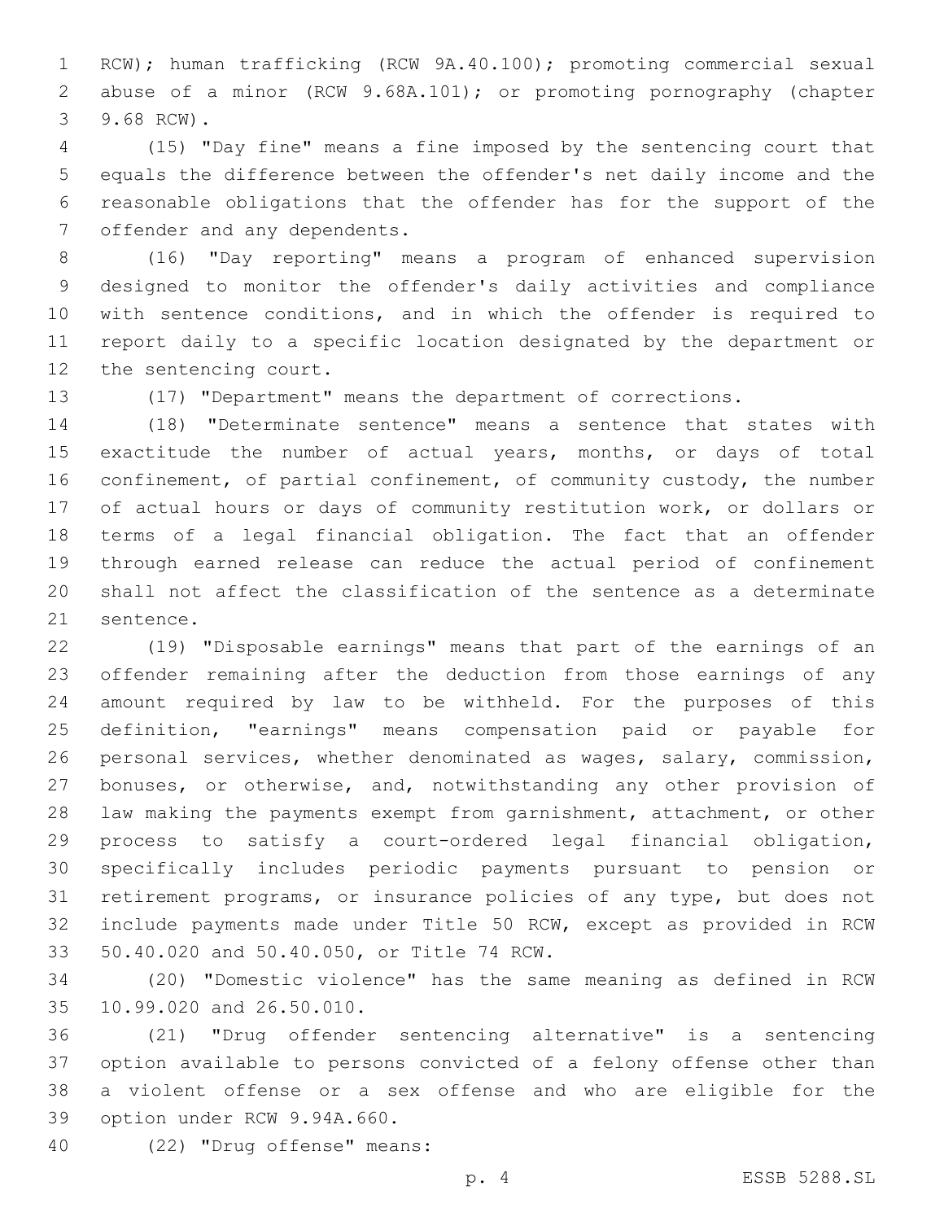RCW); human trafficking (RCW 9A.40.100); promoting commercial sexual abuse of a minor (RCW 9.68A.101); or promoting pornography (chapter 9.68 RCW).

(15) "Day fine" means a fine imposed by the sentencing court that equals the difference between the offender's net daily income and the reasonable obligations that the offender has for the support of the offender and any dependents.

(16) "Day reporting" means a program of enhanced supervision designed to monitor the offender's daily activities and compliance with sentence conditions, and in which the offender is required to report daily to a specific location designated by the department or the sentencing court.

(17) "Department" means the department of corrections.

(18) "Determinate sentence" means a sentence that states with exactitude the number of actual years, months, or days of total confinement, of partial confinement, of community custody, the number of actual hours or days of community restitution work, or dollars or terms of a legal financial obligation. The fact that an offender through earned release can reduce the actual period of confinement shall not affect the classification of the sentence as a determinate sentence.

(19) "Disposable earnings" means that part of the earnings of an offender remaining after the deduction from those earnings of any amount required by law to be withheld. For the purposes of this definition, "earnings" means compensation paid or payable for personal services, whether denominated as wages, salary, commission, bonuses, or otherwise, and, notwithstanding any other provision of law making the payments exempt from garnishment, attachment, or other process to satisfy a court-ordered legal financial obligation, specifically includes periodic payments pursuant to pension or retirement programs, or insurance policies of any type, but does not include payments made under Title 50 RCW, except as provided in RCW 50.40.020 and 50.40.050, or Title 74 RCW.

(20) "Domestic violence" has the same meaning as defined in RCW 10.99.020 and 26.50.010.

(21) "Drug offender sentencing alternative" is a sentencing option available to persons convicted of a felony offense other than a violent offense or a sex offense and who are eligible for the option under RCW 9.94A.660.

(22) "Drug offense" means: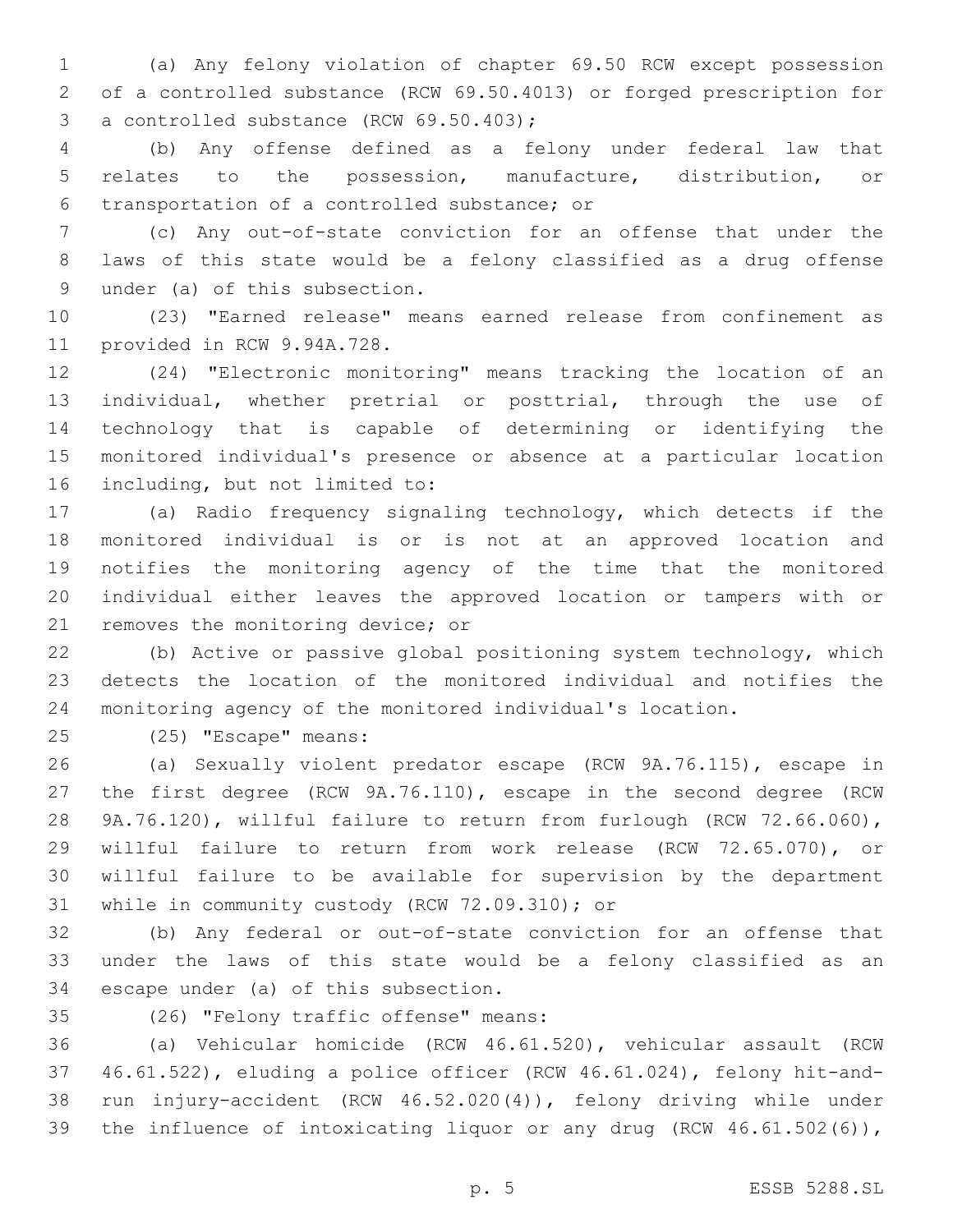(a) Any felony violation of chapter 69.50 RCW except possession of a controlled substance (RCW 69.50.4013) or forged prescription for a controlled substance (RCW 69.50.403);

(b) Any offense defined as a felony under federal law that relates to the possession, manufacture, distribution, or transportation of a controlled substance; or

(c) Any out-of-state conviction for an offense that under the laws of this state would be a felony classified as a drug offense under (a) of this subsection.

(23) "Earned release" means earned release from confinement as provided in RCW 9.94A.728.

(24) "Electronic monitoring" means tracking the location of an individual, whether pretrial or posttrial, through the use of technology that is capable of determining or identifying the monitored individual's presence or absence at a particular location including, but not limited to:

(a) Radio frequency signaling technology, which detects if the monitored individual is or is not at an approved location and notifies the monitoring agency of the time that the monitored individual either leaves the approved location or tampers with or removes the monitoring device; or

(b) Active or passive global positioning system technology, which detects the location of the monitored individual and notifies the monitoring agency of the monitored individual's location.

(25) "Escape" means:

(a) Sexually violent predator escape (RCW 9A.76.115), escape in the first degree (RCW 9A.76.110), escape in the second degree (RCW 9A.76.120), willful failure to return from furlough (RCW 72.66.060), willful failure to return from work release (RCW 72.65.070), or willful failure to be available for supervision by the department while in community custody (RCW 72.09.310); or

(b) Any federal or out-of-state conviction for an offense that under the laws of this state would be a felony classified as an escape under (a) of this subsection.

(26) "Felony traffic offense" means:

(a) Vehicular homicide (RCW 46.61.520), vehicular assault (RCW 46.61.522), eluding a police officer (RCW 46.61.024), felony hit-and-run injury-accident (RCW 46.52.020(4)), felony driving while under the influence of intoxicating liquor or any drug (RCW 46.61.502(6)),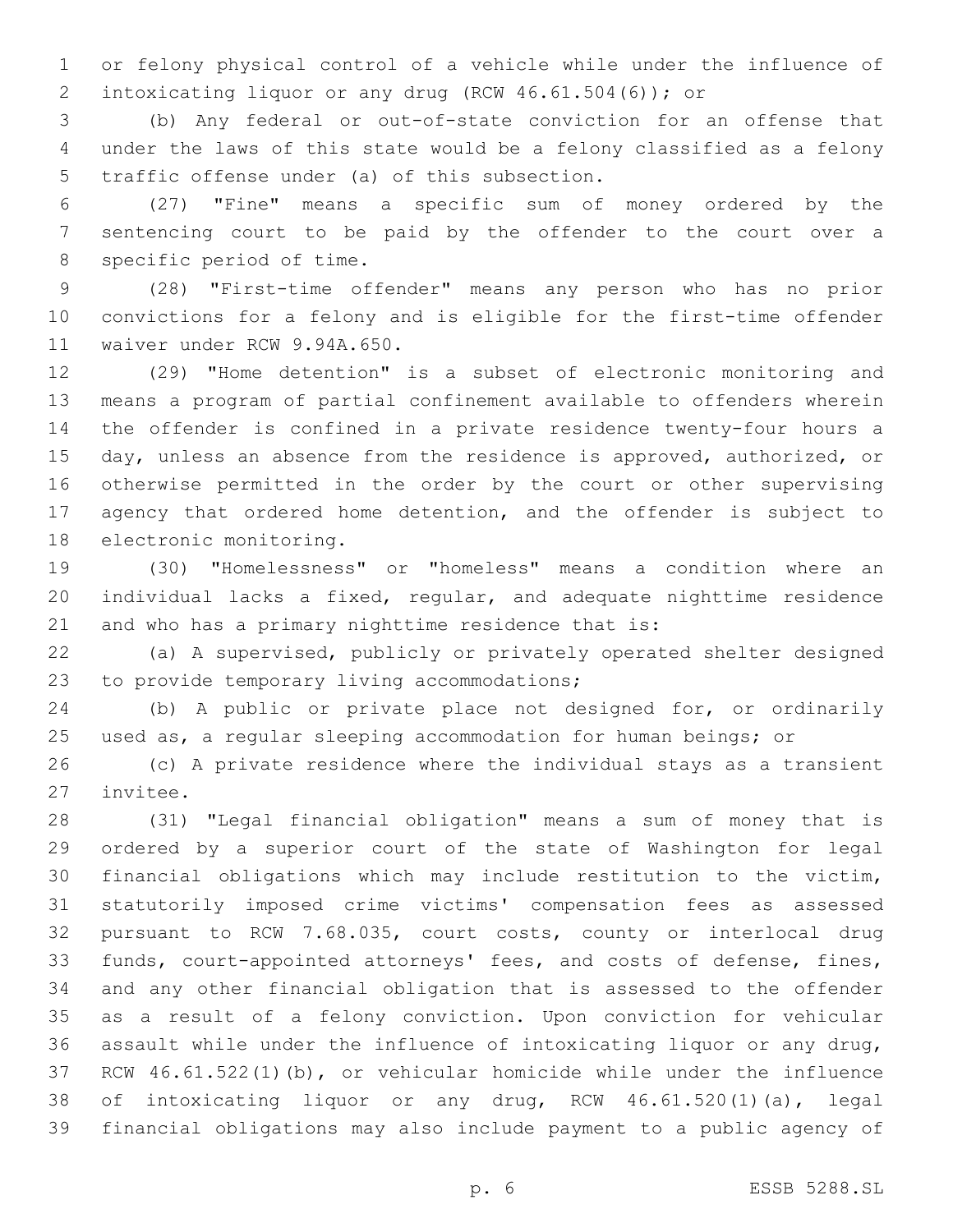or felony physical control of a vehicle while under the influence of intoxicating liquor or any drug (RCW 46.61.504(6)); or

(b) Any federal or out-of-state conviction for an offense that under the laws of this state would be a felony classified as a felony traffic offense under (a) of this subsection.

(27) "Fine" means a specific sum of money ordered by the sentencing court to be paid by the offender to the court over a specific period of time.

(28) "First-time offender" means any person who has no prior convictions for a felony and is eligible for the first-time offender waiver under RCW 9.94A.650.

(29) "Home detention" is a subset of electronic monitoring and means a program of partial confinement available to offenders wherein the offender is confined in a private residence twenty-four hours a day, unless an absence from the residence is approved, authorized, or otherwise permitted in the order by the court or other supervising agency that ordered home detention, and the offender is subject to electronic monitoring.

(30) "Homelessness" or "homeless" means a condition where an individual lacks a fixed, regular, and adequate nighttime residence and who has a primary nighttime residence that is:

(a) A supervised, publicly or privately operated shelter designed to provide temporary living accommodations;

(b) A public or private place not designed for, or ordinarily used as, a regular sleeping accommodation for human beings; or

(c) A private residence where the individual stays as a transient invitee.

(31) "Legal financial obligation" means a sum of money that is ordered by a superior court of the state of Washington for legal financial obligations which may include restitution to the victim, statutorily imposed crime victims' compensation fees as assessed pursuant to RCW 7.68.035, court costs, county or interlocal drug funds, court-appointed attorneys' fees, and costs of defense, fines, and any other financial obligation that is assessed to the offender as a result of a felony conviction. Upon conviction for vehicular assault while under the influence of intoxicating liquor or any drug, RCW 46.61.522(1)(b), or vehicular homicide while under the influence of intoxicating liquor or any drug, RCW 46.61.520(1)(a), legal financial obligations may also include payment to a public agency of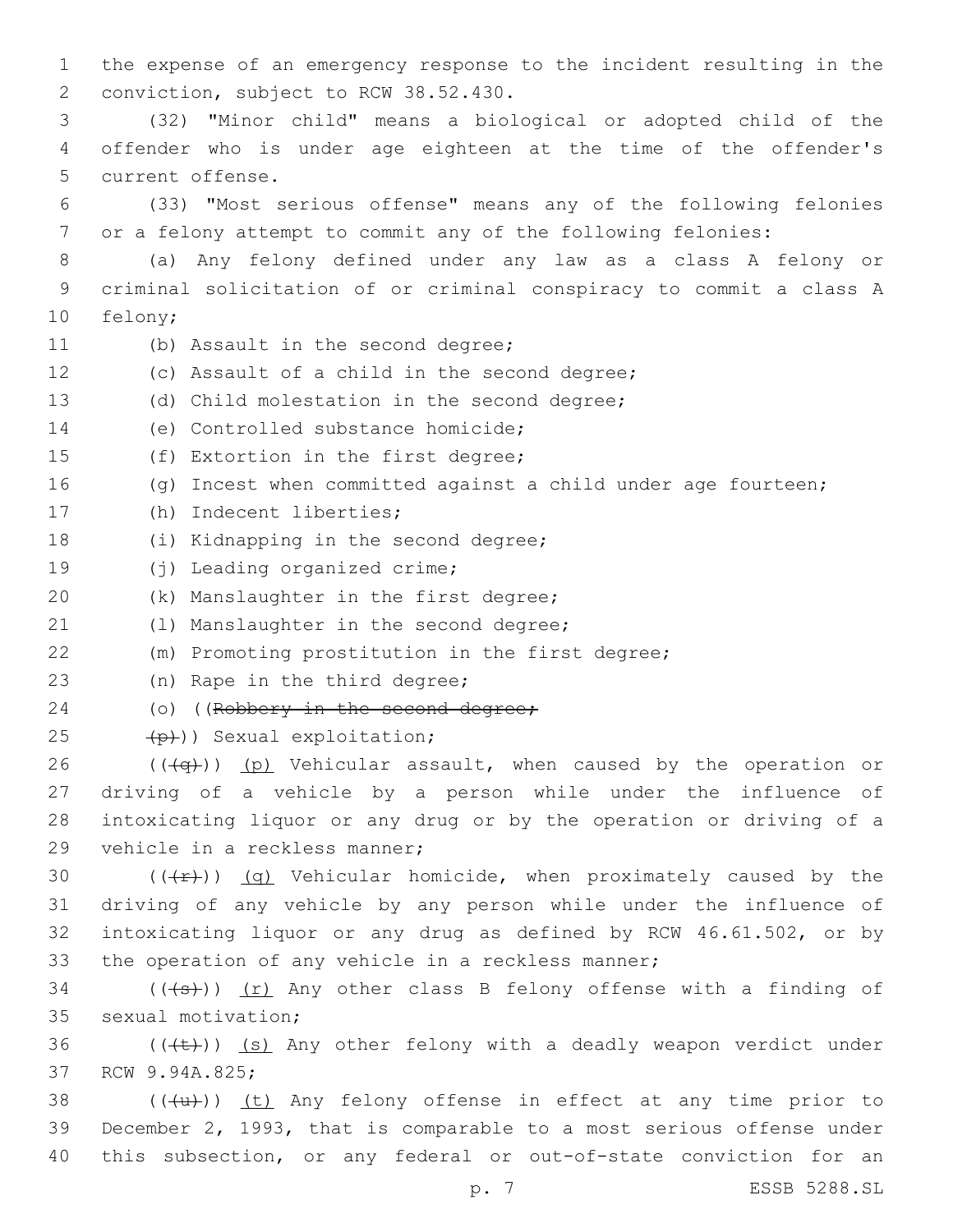the expense of an emergency response to the incident resulting in the conviction, subject to RCW 38.52.430.

(32) "Minor child" means a biological or adopted child of the offender who is under age eighteen at the time of the offender's current offense.

(33) "Most serious offense" means any of the following felonies or a felony attempt to commit any of the following felonies:

(a) Any felony defined under any law as a class A felony or criminal solicitation of or criminal conspiracy to commit a class A felony;

(b) Assault in the second degree;

(c) Assault of a child in the second degree;

(d) Child molestation in the second degree;

(e) Controlled substance homicide;

(f) Extortion in the first degree;

(g) Incest when committed against a child under age fourteen;

(h) Indecent liberties;

(i) Kidnapping in the second degree;

(j) Leading organized crime;

(k) Manslaughter in the first degree;

(l) Manslaughter in the second degree;

(m) Promoting prostitution in the first degree;

(n) Rape in the third degree;

(o) ((~~Robbery in the second degree;~~

~~(p)~~)) Sexual exploitation;

((~~(q)~~)) <u>(p)</u> Vehicular assault, when caused by the operation or driving of a vehicle by a person while under the influence of intoxicating liquor or any drug or by the operation or driving of a vehicle in a reckless manner;

((~~(r)~~)) <u>(q)</u> Vehicular homicide, when proximately caused by the driving of any vehicle by any person while under the influence of intoxicating liquor or any drug as defined by RCW 46.61.502, or by the operation of any vehicle in a reckless manner;

((~~(s)~~)) <u>(r)</u> Any other class B felony offense with a finding of sexual motivation;

((~~(t)~~)) <u>(s)</u> Any other felony with a deadly weapon verdict under RCW 9.94A.825;

((~~(u)~~)) <u>(t)</u> Any felony offense in effect at any time prior to December 2, 1993, that is comparable to a most serious offense under this subsection, or any federal or out-of-state conviction for an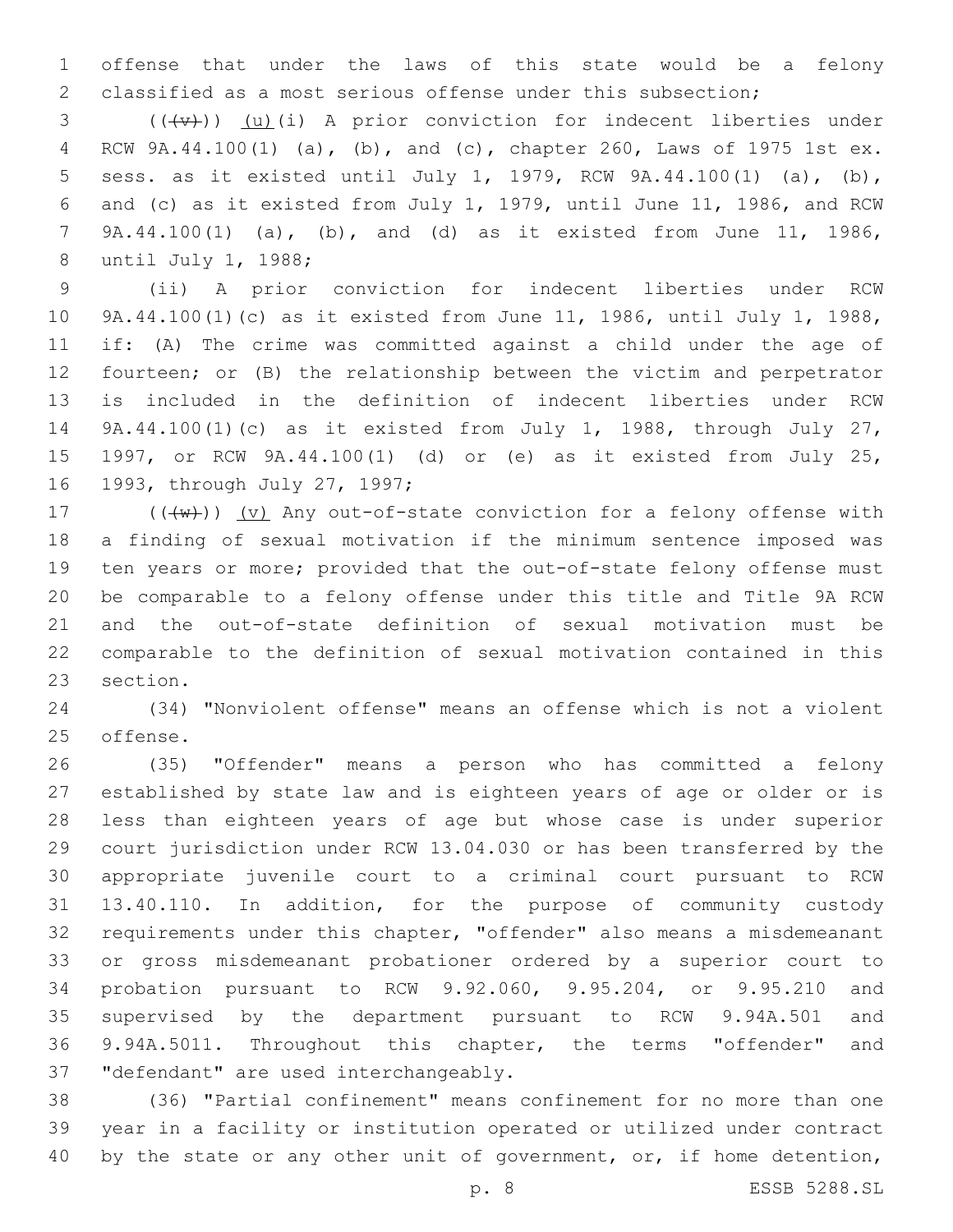offense that under the laws of this state would be a felony classified as a most serious offense under this subsection;

((~~(v)~~)) (u)(i) A prior conviction for indecent liberties under RCW 9A.44.100(1) (a), (b), and (c), chapter 260, Laws of 1975 1st ex. sess. as it existed until July 1, 1979, RCW 9A.44.100(1) (a), (b), and (c) as it existed from July 1, 1979, until June 11, 1986, and RCW 9A.44.100(1) (a), (b), and (d) as it existed from June 11, 1986, until July 1, 1988;

(ii) A prior conviction for indecent liberties under RCW 9A.44.100(1)(c) as it existed from June 11, 1986, until July 1, 1988, if: (A) The crime was committed against a child under the age of fourteen; or (B) the relationship between the victim and perpetrator is included in the definition of indecent liberties under RCW 9A.44.100(1)(c) as it existed from July 1, 1988, through July 27, 1997, or RCW 9A.44.100(1) (d) or (e) as it existed from July 25, 1993, through July 27, 1997;

((~~(w)~~)) (v) Any out-of-state conviction for a felony offense with a finding of sexual motivation if the minimum sentence imposed was ten years or more; provided that the out-of-state felony offense must be comparable to a felony offense under this title and Title 9A RCW and the out-of-state definition of sexual motivation must be comparable to the definition of sexual motivation contained in this section.

(34) "Nonviolent offense" means an offense which is not a violent offense.

(35) "Offender" means a person who has committed a felony established by state law and is eighteen years of age or older or is less than eighteen years of age but whose case is under superior court jurisdiction under RCW 13.04.030 or has been transferred by the appropriate juvenile court to a criminal court pursuant to RCW 13.40.110. In addition, for the purpose of community custody requirements under this chapter, "offender" also means a misdemeanant or gross misdemeanant probationer ordered by a superior court to probation pursuant to RCW 9.92.060, 9.95.204, or 9.95.210 and supervised by the department pursuant to RCW 9.94A.501 and 9.94A.5011. Throughout this chapter, the terms "offender" and "defendant" are used interchangeably.

(36) "Partial confinement" means confinement for no more than one year in a facility or institution operated or utilized under contract by the state or any other unit of government, or, if home detention,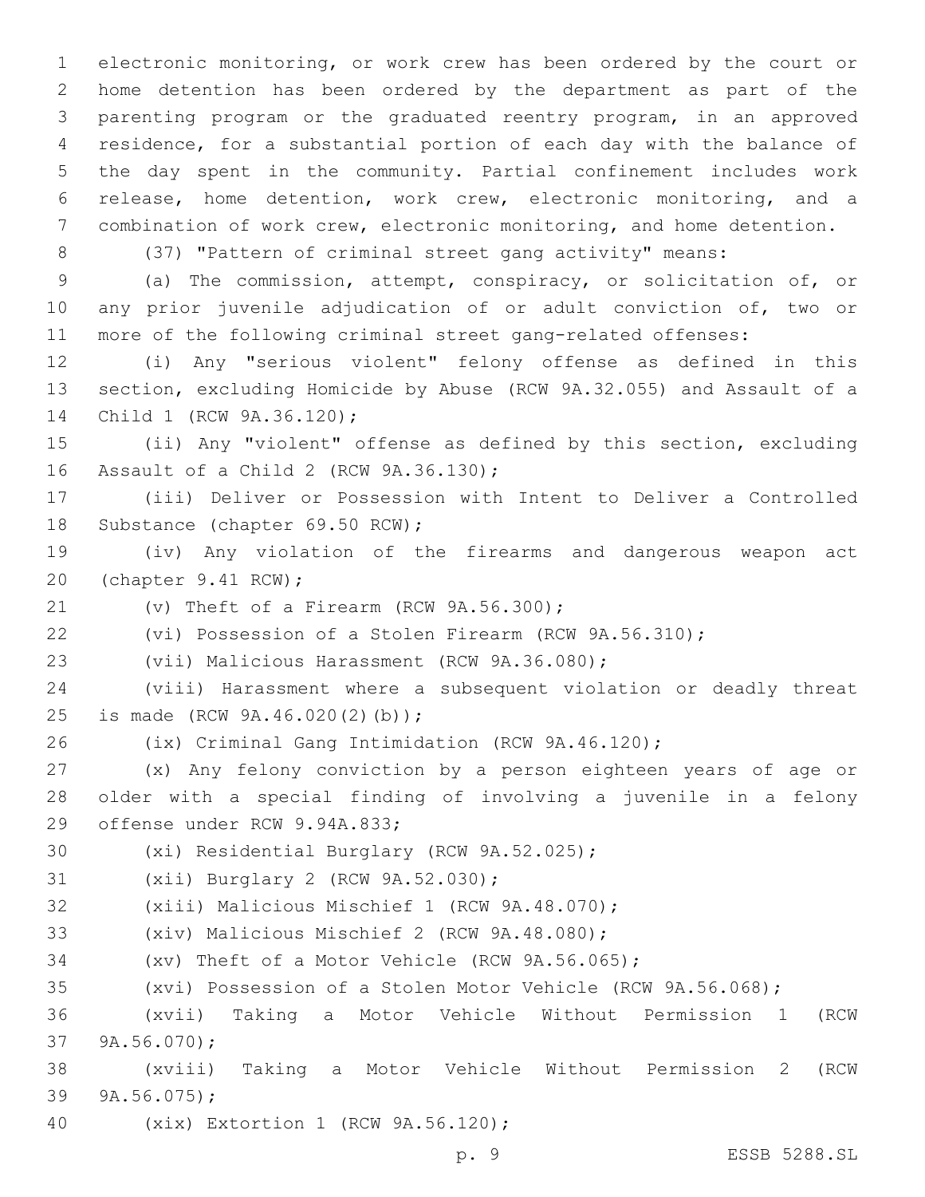electronic monitoring, or work crew has been ordered by the court or home detention has been ordered by the department as part of the parenting program or the graduated reentry program, in an approved residence, for a substantial portion of each day with the balance of the day spent in the community. Partial confinement includes work release, home detention, work crew, electronic monitoring, and a combination of work crew, electronic monitoring, and home detention.

(37) "Pattern of criminal street gang activity" means:

(a) The commission, attempt, conspiracy, or solicitation of, or any prior juvenile adjudication of or adult conviction of, two or more of the following criminal street gang-related offenses:

(i) Any "serious violent" felony offense as defined in this section, excluding Homicide by Abuse (RCW 9A.32.055) and Assault of a Child 1 (RCW 9A.36.120);

(ii) Any "violent" offense as defined by this section, excluding Assault of a Child 2 (RCW 9A.36.130);

(iii) Deliver or Possession with Intent to Deliver a Controlled Substance (chapter 69.50 RCW);

(iv) Any violation of the firearms and dangerous weapon act (chapter 9.41 RCW);

(v) Theft of a Firearm (RCW 9A.56.300);

(vi) Possession of a Stolen Firearm (RCW 9A.56.310);

(vii) Malicious Harassment (RCW 9A.36.080);

(viii) Harassment where a subsequent violation or deadly threat is made (RCW 9A.46.020(2)(b));

(ix) Criminal Gang Intimidation (RCW 9A.46.120);

(x) Any felony conviction by a person eighteen years of age or older with a special finding of involving a juvenile in a felony offense under RCW 9.94A.833;

(xi) Residential Burglary (RCW 9A.52.025);

(xii) Burglary 2 (RCW 9A.52.030);

(xiii) Malicious Mischief 1 (RCW 9A.48.070);

(xiv) Malicious Mischief 2 (RCW 9A.48.080);

(xv) Theft of a Motor Vehicle (RCW 9A.56.065);

(xvi) Possession of a Stolen Motor Vehicle (RCW 9A.56.068);

(xvii) Taking a Motor Vehicle Without Permission 1 (RCW 9A.56.070);

(xviii) Taking a Motor Vehicle Without Permission 2 (RCW 9A.56.075);

(xix) Extortion 1 (RCW 9A.56.120);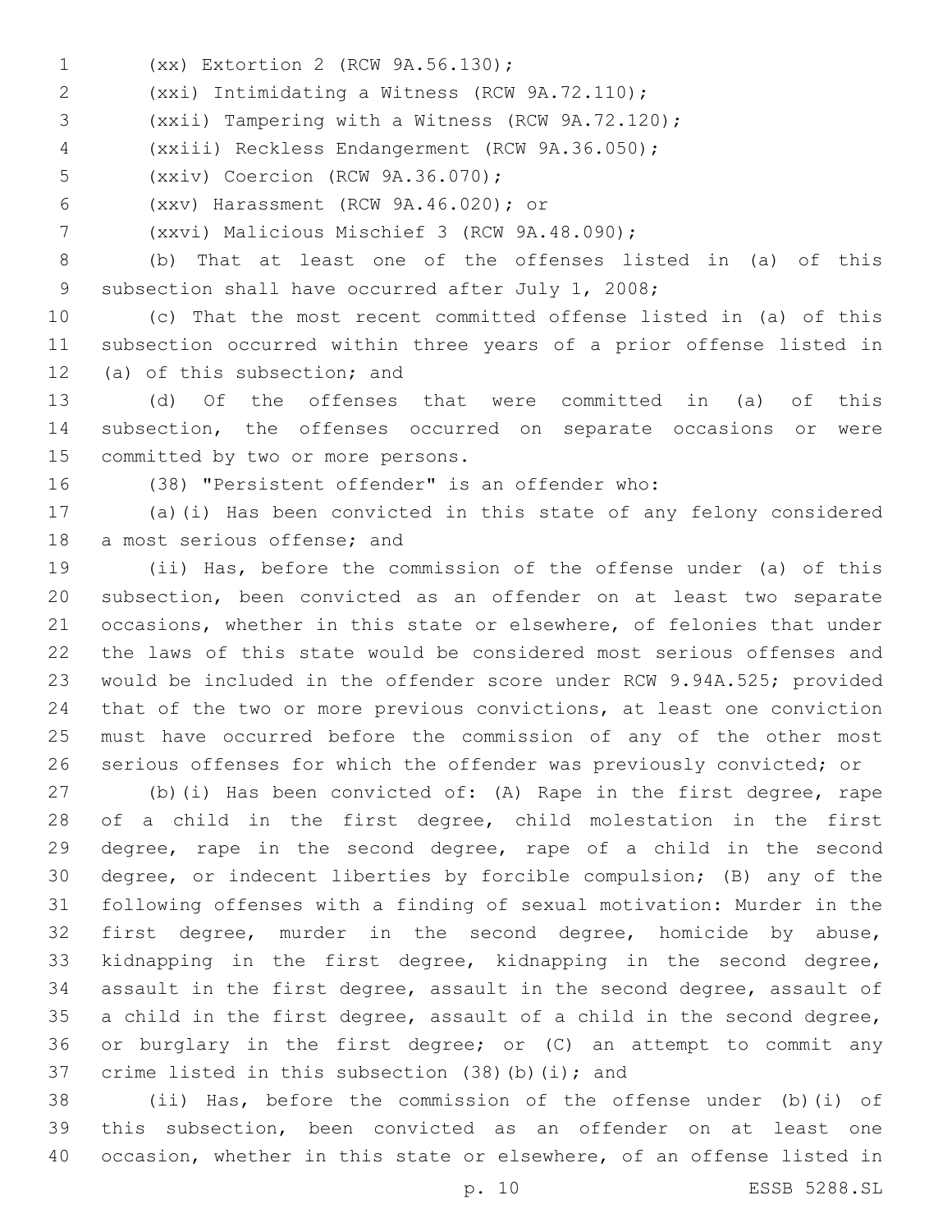(xx) Extortion 2 (RCW 9A.56.130);

(xxi) Intimidating a Witness (RCW 9A.72.110);

(xxii) Tampering with a Witness (RCW 9A.72.120);

(xxiii) Reckless Endangerment (RCW 9A.36.050);

(xxiv) Coercion (RCW 9A.36.070);

(xxv) Harassment (RCW 9A.46.020); or

(xxvi) Malicious Mischief 3 (RCW 9A.48.090);

(b) That at least one of the offenses listed in (a) of this subsection shall have occurred after July 1, 2008;

(c) That the most recent committed offense listed in (a) of this subsection occurred within three years of a prior offense listed in (a) of this subsection; and

(d) Of the offenses that were committed in (a) of this subsection, the offenses occurred on separate occasions or were committed by two or more persons.

(38) "Persistent offender" is an offender who:

(a)(i) Has been convicted in this state of any felony considered a most serious offense; and

(ii) Has, before the commission of the offense under (a) of this subsection, been convicted as an offender on at least two separate occasions, whether in this state or elsewhere, of felonies that under the laws of this state would be considered most serious offenses and would be included in the offender score under RCW 9.94A.525; provided that of the two or more previous convictions, at least one conviction must have occurred before the commission of any of the other most serious offenses for which the offender was previously convicted; or

(b)(i) Has been convicted of: (A) Rape in the first degree, rape of a child in the first degree, child molestation in the first degree, rape in the second degree, rape of a child in the second degree, or indecent liberties by forcible compulsion; (B) any of the following offenses with a finding of sexual motivation: Murder in the first degree, murder in the second degree, homicide by abuse, kidnapping in the first degree, kidnapping in the second degree, assault in the first degree, assault in the second degree, assault of a child in the first degree, assault of a child in the second degree, or burglary in the first degree; or (C) an attempt to commit any crime listed in this subsection (38)(b)(i); and

(ii) Has, before the commission of the offense under (b)(i) of this subsection, been convicted as an offender on at least one occasion, whether in this state or elsewhere, of an offense listed in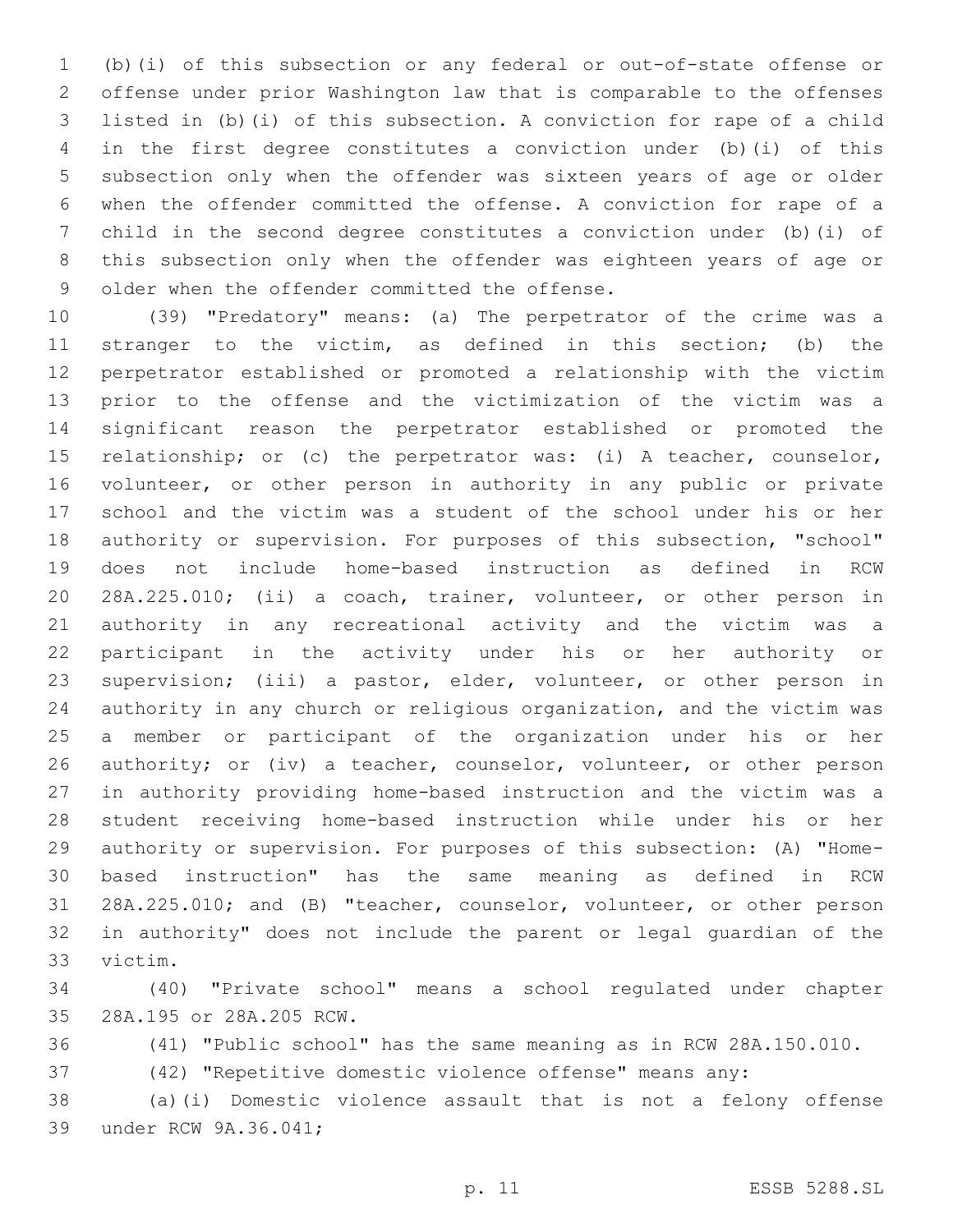(b)(i) of this subsection or any federal or out-of-state offense or offense under prior Washington law that is comparable to the offenses listed in (b)(i) of this subsection. A conviction for rape of a child in the first degree constitutes a conviction under (b)(i) of this subsection only when the offender was sixteen years of age or older when the offender committed the offense. A conviction for rape of a child in the second degree constitutes a conviction under (b)(i) of this subsection only when the offender was eighteen years of age or older when the offender committed the offense.

(39) "Predatory" means: (a) The perpetrator of the crime was a stranger to the victim, as defined in this section; (b) the perpetrator established or promoted a relationship with the victim prior to the offense and the victimization of the victim was a significant reason the perpetrator established or promoted the relationship; or (c) the perpetrator was: (i) A teacher, counselor, volunteer, or other person in authority in any public or private school and the victim was a student of the school under his or her authority or supervision. For purposes of this subsection, "school" does not include home-based instruction as defined in RCW 28A.225.010; (ii) a coach, trainer, volunteer, or other person in authority in any recreational activity and the victim was a participant in the activity under his or her authority or supervision; (iii) a pastor, elder, volunteer, or other person in authority in any church or religious organization, and the victim was a member or participant of the organization under his or her authority; or (iv) a teacher, counselor, volunteer, or other person in authority providing home-based instruction and the victim was a student receiving home-based instruction while under his or her authority or supervision. For purposes of this subsection: (A) "Home-based instruction" has the same meaning as defined in RCW 28A.225.010; and (B) "teacher, counselor, volunteer, or other person in authority" does not include the parent or legal guardian of the victim.

(40) "Private school" means a school regulated under chapter 28A.195 or 28A.205 RCW.

(41) "Public school" has the same meaning as in RCW 28A.150.010.

(42) "Repetitive domestic violence offense" means any:

(a)(i) Domestic violence assault that is not a felony offense under RCW 9A.36.041;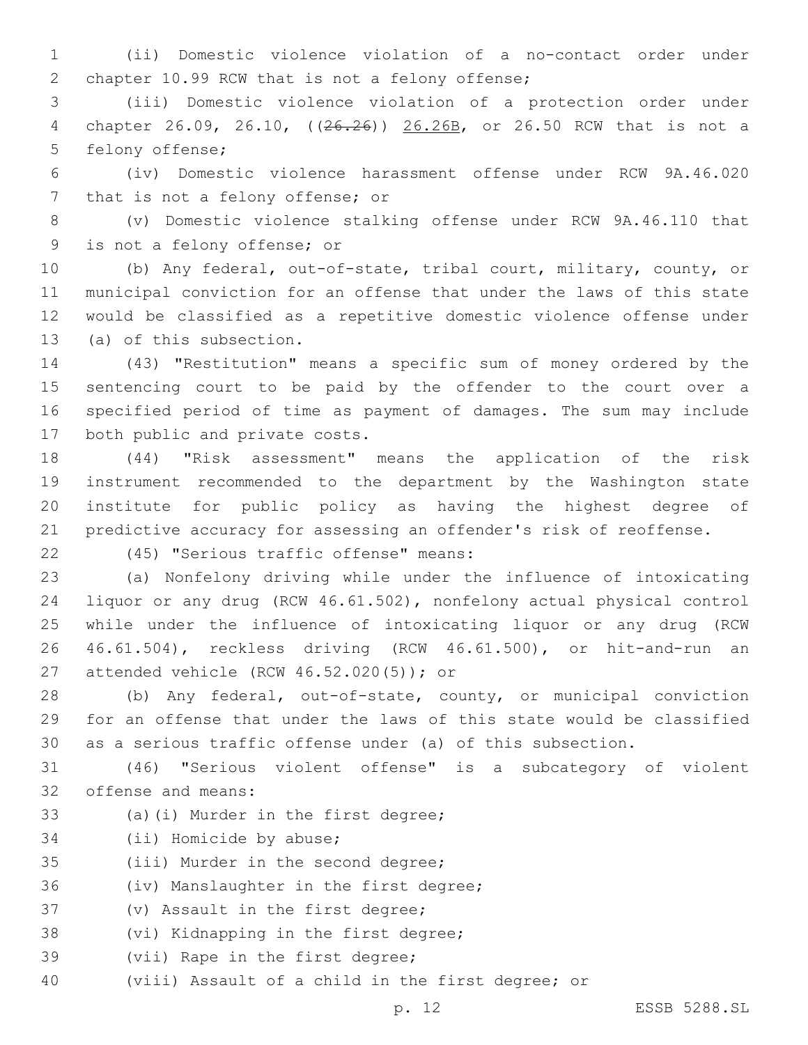(ii) Domestic violence violation of a no-contact order under chapter 10.99 RCW that is not a felony offense;

(iii) Domestic violence violation of a protection order under chapter 26.09, 26.10, ((~~26.26~~)) 26.26B, or 26.50 RCW that is not a felony offense;

(iv) Domestic violence harassment offense under RCW 9A.46.020 that is not a felony offense; or

(v) Domestic violence stalking offense under RCW 9A.46.110 that is not a felony offense; or

(b) Any federal, out-of-state, tribal court, military, county, or municipal conviction for an offense that under the laws of this state would be classified as a repetitive domestic violence offense under (a) of this subsection.

(43) "Restitution" means a specific sum of money ordered by the sentencing court to be paid by the offender to the court over a specified period of time as payment of damages. The sum may include both public and private costs.

(44) "Risk assessment" means the application of the risk instrument recommended to the department by the Washington state institute for public policy as having the highest degree of predictive accuracy for assessing an offender's risk of reoffense.

(45) "Serious traffic offense" means:

(a) Nonfelony driving while under the influence of intoxicating liquor or any drug (RCW 46.61.502), nonfelony actual physical control while under the influence of intoxicating liquor or any drug (RCW 46.61.504), reckless driving (RCW 46.61.500), or hit-and-run an attended vehicle (RCW 46.52.020(5)); or

(b) Any federal, out-of-state, county, or municipal conviction for an offense that under the laws of this state would be classified as a serious traffic offense under (a) of this subsection.

(46) "Serious violent offense" is a subcategory of violent offense and means:

(a)(i) Murder in the first degree;

(ii) Homicide by abuse;

(iii) Murder in the second degree;

(iv) Manslaughter in the first degree;

(v) Assault in the first degree;

(vi) Kidnapping in the first degree;

(vii) Rape in the first degree;

(viii) Assault of a child in the first degree; or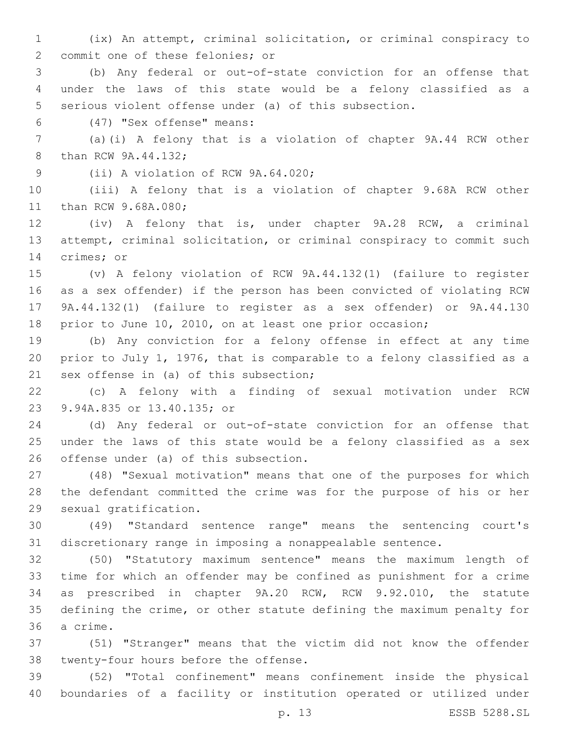(ix) An attempt, criminal solicitation, or criminal conspiracy to commit one of these felonies; or

(b) Any federal or out-of-state conviction for an offense that under the laws of this state would be a felony classified as a serious violent offense under (a) of this subsection.

(47) "Sex offense" means:

(a)(i) A felony that is a violation of chapter 9A.44 RCW other than RCW 9A.44.132;

(ii) A violation of RCW 9A.64.020;

(iii) A felony that is a violation of chapter 9.68A RCW other than RCW 9.68A.080;

(iv) A felony that is, under chapter 9A.28 RCW, a criminal attempt, criminal solicitation, or criminal conspiracy to commit such crimes; or

(v) A felony violation of RCW 9A.44.132(1) (failure to register as a sex offender) if the person has been convicted of violating RCW 9A.44.132(1) (failure to register as a sex offender) or 9A.44.130 prior to June 10, 2010, on at least one prior occasion;

(b) Any conviction for a felony offense in effect at any time prior to July 1, 1976, that is comparable to a felony classified as a sex offense in (a) of this subsection;

(c) A felony with a finding of sexual motivation under RCW 9.94A.835 or 13.40.135; or

(d) Any federal or out-of-state conviction for an offense that under the laws of this state would be a felony classified as a sex offense under (a) of this subsection.

(48) "Sexual motivation" means that one of the purposes for which the defendant committed the crime was for the purpose of his or her sexual gratification.

(49) "Standard sentence range" means the sentencing court's discretionary range in imposing a nonappealable sentence.

(50) "Statutory maximum sentence" means the maximum length of time for which an offender may be confined as punishment for a crime as prescribed in chapter 9A.20 RCW, RCW 9.92.010, the statute defining the crime, or other statute defining the maximum penalty for a crime.

(51) "Stranger" means that the victim did not know the offender twenty-four hours before the offense.

(52) "Total confinement" means confinement inside the physical boundaries of a facility or institution operated or utilized under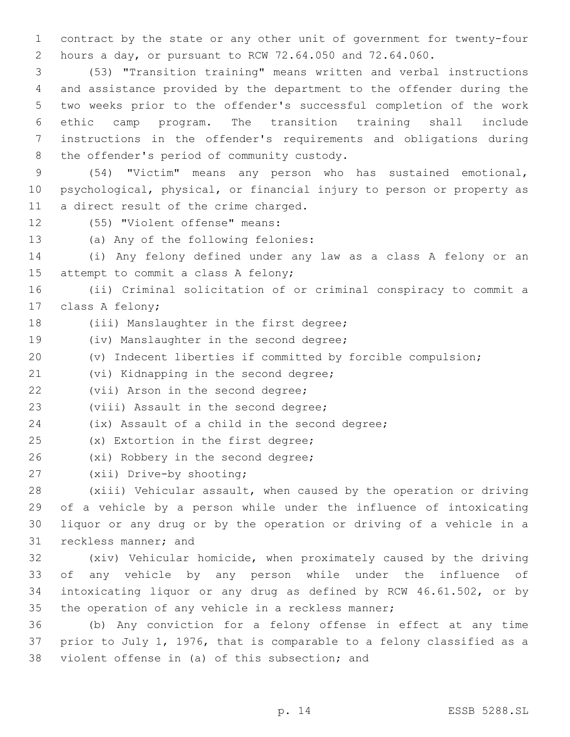contract by the state or any other unit of government for twenty-four hours a day, or pursuant to RCW 72.64.050 and 72.64.060.

(53) "Transition training" means written and verbal instructions and assistance provided by the department to the offender during the two weeks prior to the offender's successful completion of the work ethic camp program. The transition training shall include instructions in the offender's requirements and obligations during the offender's period of community custody.

(54) "Victim" means any person who has sustained emotional, psychological, physical, or financial injury to person or property as a direct result of the crime charged.

(55) "Violent offense" means:

(a) Any of the following felonies:

(i) Any felony defined under any law as a class A felony or an attempt to commit a class A felony;

(ii) Criminal solicitation of or criminal conspiracy to commit a class A felony;

(iii) Manslaughter in the first degree;

(iv) Manslaughter in the second degree;

(v) Indecent liberties if committed by forcible compulsion;

(vi) Kidnapping in the second degree;

(vii) Arson in the second degree;

(viii) Assault in the second degree;

(ix) Assault of a child in the second degree;

(x) Extortion in the first degree;

(xi) Robbery in the second degree;

(xii) Drive-by shooting;

(xiii) Vehicular assault, when caused by the operation or driving of a vehicle by a person while under the influence of intoxicating liquor or any drug or by the operation or driving of a vehicle in a reckless manner; and

(xiv) Vehicular homicide, when proximately caused by the driving of any vehicle by any person while under the influence of intoxicating liquor or any drug as defined by RCW 46.61.502, or by the operation of any vehicle in a reckless manner;

(b) Any conviction for a felony offense in effect at any time prior to July 1, 1976, that is comparable to a felony classified as a violent offense in (a) of this subsection; and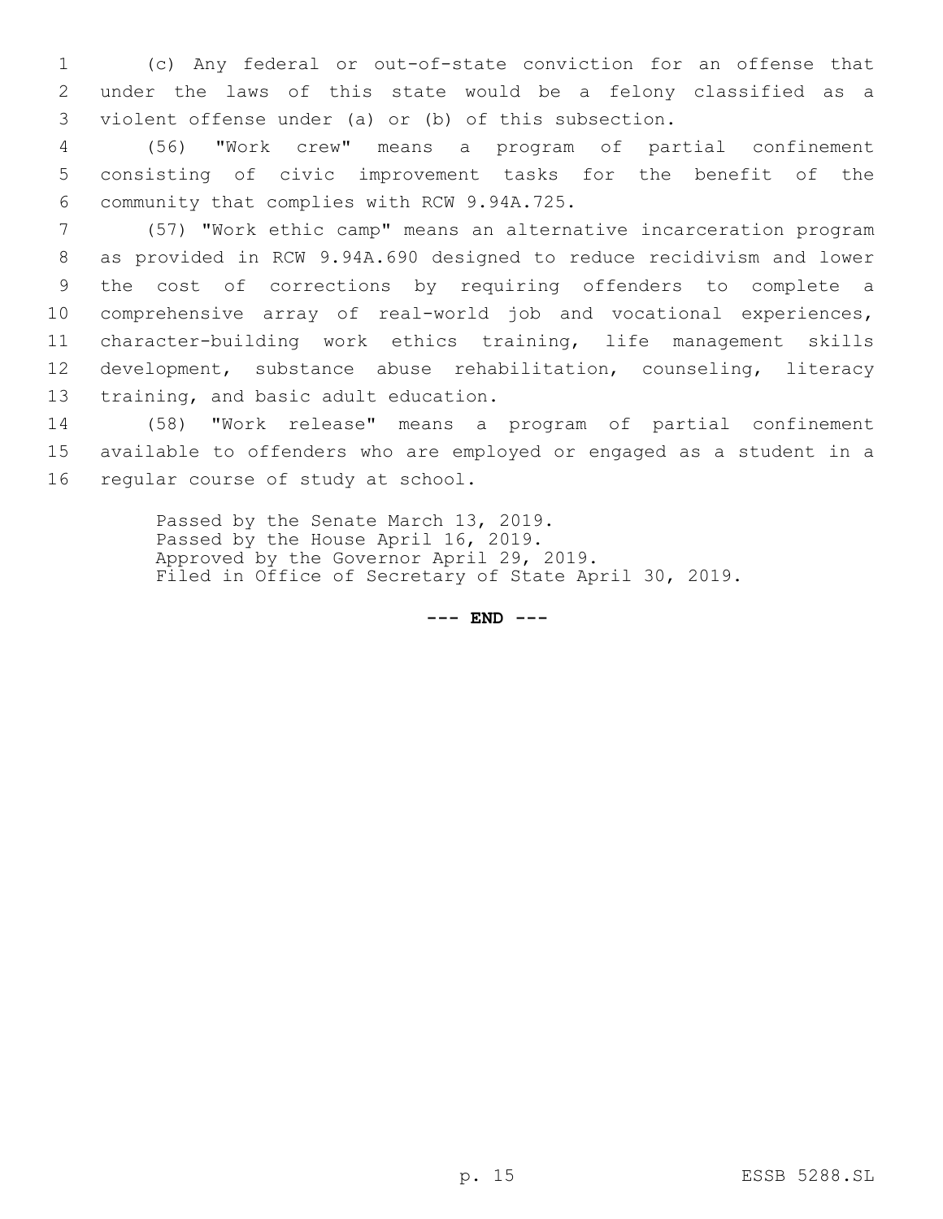(c) Any federal or out-of-state conviction for an offense that under the laws of this state would be a felony classified as a violent offense under (a) or (b) of this subsection.

(56) "Work crew" means a program of partial confinement consisting of civic improvement tasks for the benefit of the community that complies with RCW 9.94A.725.

(57) "Work ethic camp" means an alternative incarceration program as provided in RCW 9.94A.690 designed to reduce recidivism and lower the cost of corrections by requiring offenders to complete a comprehensive array of real-world job and vocational experiences, character-building work ethics training, life management skills development, substance abuse rehabilitation, counseling, literacy training, and basic adult education.

(58) "Work release" means a program of partial confinement available to offenders who are employed or engaged as a student in a regular course of study at school.

Passed by the Senate March 13, 2019.
Passed by the House April 16, 2019.
Approved by the Governor April 29, 2019.
Filed in Office of Secretary of State April 30, 2019.

**--- END ---**